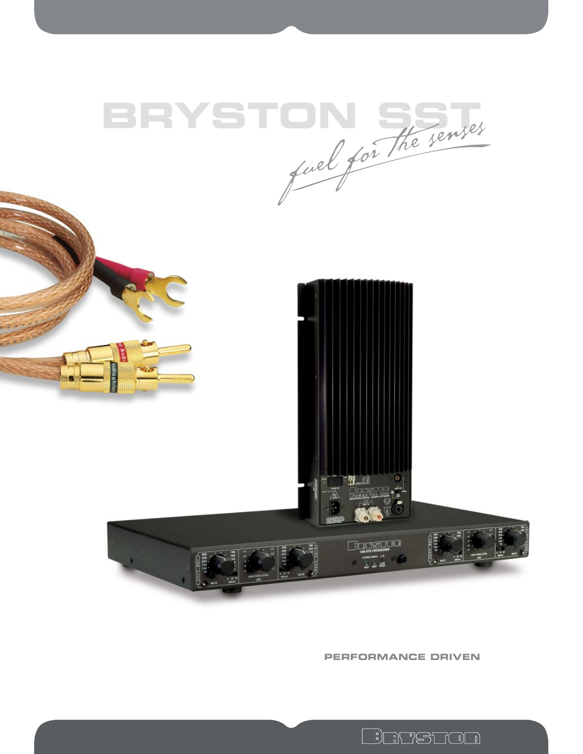# BRYSTON SST

*fuel for the senses*

PERFORMANCE DRIVEN

BRYSTON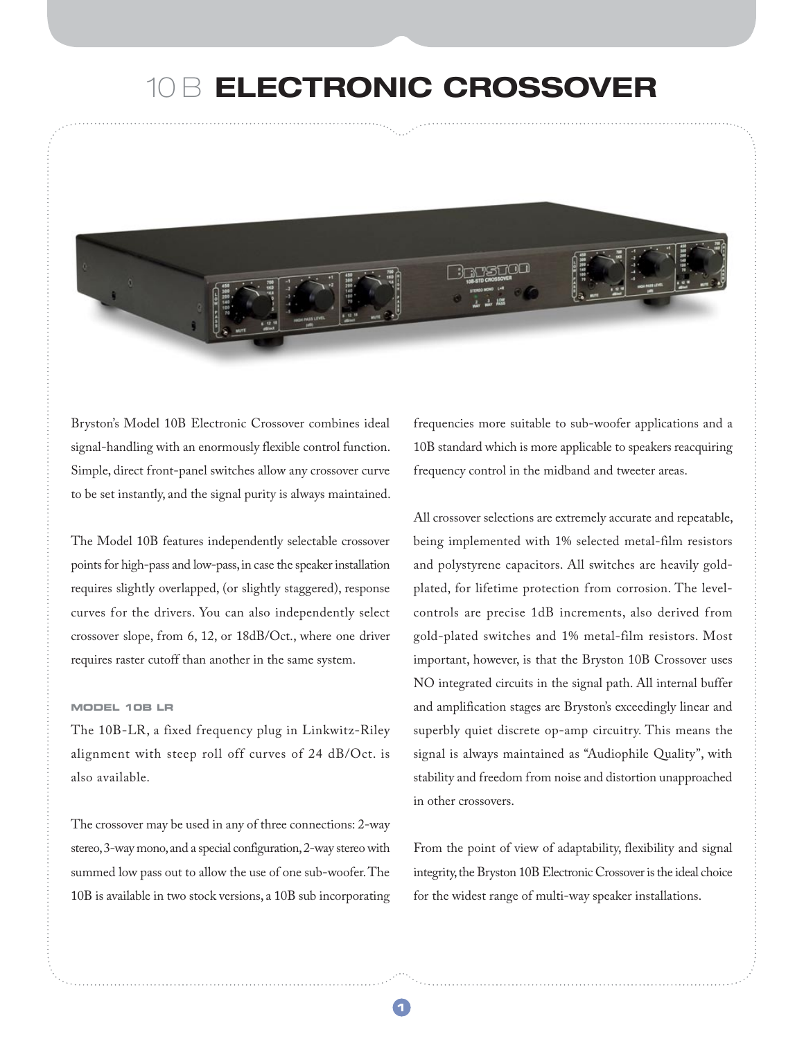# 10 B ELECTRONIC CROSSOVER

Bryston's Model 10B Electronic Crossover combines ideal signal-handling with an enormously flexible control function. Simple, direct front-panel switches allow any crossover curve to be set instantly, and the signal purity is always maintained.

The Model 10B features independently selectable crossover points for high-pass and low-pass, in case the speaker installation requires slightly overlapped, (or slightly staggered), response curves for the drivers. You can also independently select crossover slope, from 6, 12, or 18dB/Oct., where one driver requires raster cutoff than another in the same system.

### MODEL 10B LR

The 10B-LR, a fixed frequency plug in Linkwitz-Riley alignment with steep roll off curves of 24 dB/Oct. is also available.

The crossover may be used in any of three connections: 2-way stereo, 3-way mono, and a special configuration, 2-way stereo with summed low pass out to allow the use of one sub-woofer. The 10B is available in two stock versions, a 10B sub incorporating frequencies more suitable to sub-woofer applications and a 10B standard which is more applicable to speakers reacquiring frequency control in the midband and tweeter areas.

All crossover selections are extremely accurate and repeatable, being implemented with 1% selected metal-film resistors and polystyrene capacitors. All switches are heavily gold-plated, for lifetime protection from corrosion. The level-controls are precise 1dB increments, also derived from gold-plated switches and 1% metal-film resistors. Most important, however, is that the Bryston 10B Crossover uses NO integrated circuits in the signal path. All internal buffer and amplification stages are Bryston's exceedingly linear and superbly quiet discrete op-amp circuitry. This means the signal is always maintained as "Audiophile Quality", with stability and freedom from noise and distortion unapproached in other crossovers.

From the point of view of adaptability, flexibility and signal integrity, the Bryston 10B Electronic Crossover is the ideal choice for the widest range of multi-way speaker installations.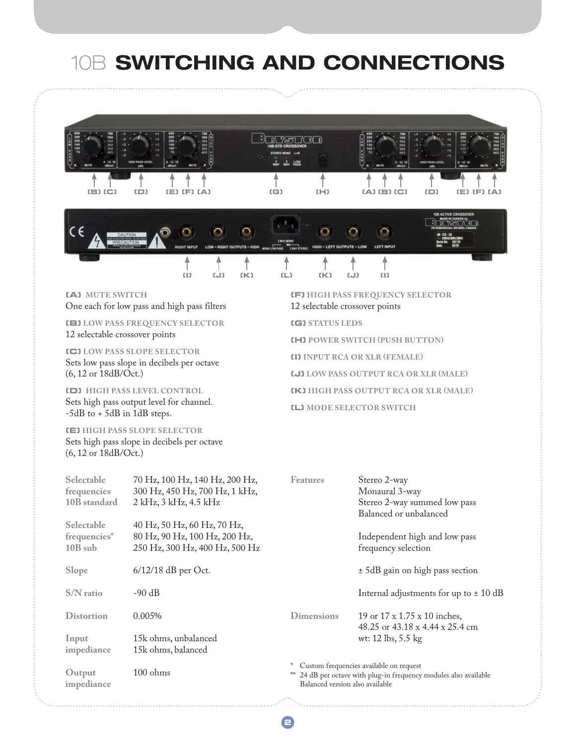# 10B SWITCHING AND CONNECTIONS

**(A) MUTE SWITCH**
One each for low pass and high pass filters

**(B) LOW PASS FREQUENCY SELECTOR**
12 selectable crossover points

**(C) LOW PASS SLOPE SELECTOR**
Sets low pass slope in decibels per octave (6, 12 or 18dB/Oct.)

**(D) HIGH PASS LEVEL CONTROL**
Sets high pass output level for channel. -5dB to + 5dB in 1dB steps.

**(E) HIGH PASS SLOPE SELECTOR**
Sets high pass slope in decibels per octave (6, 12 or 18dB/Oct.)

**(F) HIGH PASS FREQUENCY SELECTOR**
12 selectable crossover points

**(G) STATUS LEDS**

**(H) POWER SWITCH (PUSH BUTTON)**

**(I) INPUT RCA OR XLR (FEMALE)**

**(J) LOW PASS OUTPUT RCA OR XLR (MALE)**

**(K) HIGH PASS OUTPUT RCA OR XLR (MALE)**

**(L) MODE SELECTOR SWITCH**

| | |
|---|---|
| Selectable frequencies 10B standard | 70 Hz, 100 Hz, 140 Hz, 200 Hz, 300 Hz, 450 Hz, 700 Hz, 1 kHz, 2 kHz, 3 kHz, 4.5 kHz |
| Selectable frequencies* 10B sub | 40 Hz, 50 Hz, 60 Hz, 70 Hz, 80 Hz, 90 Hz, 100 Hz, 200 Hz, 250 Hz, 300 Hz, 400 Hz, 500 Hz |
| Slope | 6/12/18 dB per Oct. |
| S/N ratio | -90 dB |
| Distortion | 0.005% |
| Input impediance | 15k ohms, unbalanced<br>15k ohms, balanced |
| Output impediance | 100 ohms |

| | |
|---|---|
| Features | Stereo 2-way<br>Monaural 3-way<br>Stereo 2-way summed low pass<br>Balanced or unbalanced<br><br>Independent high and low pass frequency selection<br><br>± 5dB gain on high pass section<br><br>Internal adjustments for up to ± 10 dB |
| Dimensions | 19 or 17 x 1.75 x 10 inches,<br>48.25 or 43.18 x 4.44 x 25.4 cm<br>wt: 12 lbs, 5.5 kg |

\* Custom frequencies available on request
\*\* 24 dB per octave with plug-in frequency modules also available
Balanced version also available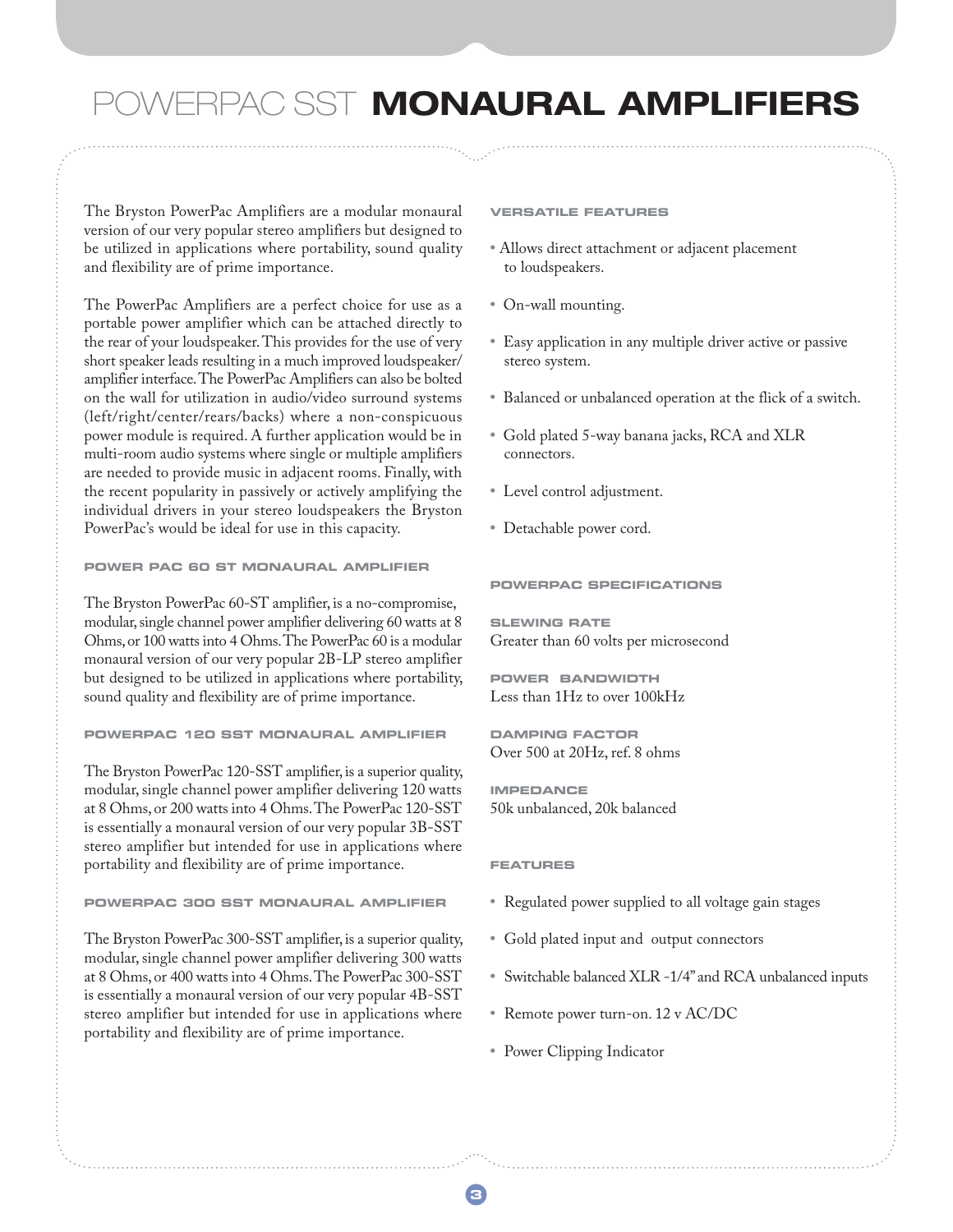# POWERPAC SST **MONAURAL AMPLIFIERS**

The Bryston PowerPac Amplifiers are a modular monaural version of our very popular stereo amplifiers but designed to be utilized in applications where portability, sound quality and flexibility are of prime importance.

The PowerPac Amplifiers are a perfect choice for use as a portable power amplifier which can be attached directly to the rear of your loudspeaker. This provides for the use of very short speaker leads resulting in a much improved loudspeaker/amplifier interface. The PowerPac Amplifiers can also be bolted on the wall for utilization in audio/video surround systems (left/right/center/rears/backs) where a non-conspicuous power module is required. A further application would be in multi-room audio systems where single or multiple amplifiers are needed to provide music in adjacent rooms. Finally, with the recent popularity in passively or actively amplifying the individual drivers in your stereo loudspeakers the Bryston PowerPac's would be ideal for use in this capacity.

### POWER PAC 60 ST MONAURAL AMPLIFIER

The Bryston PowerPac 60-ST amplifier, is a no-compromise, modular, single channel power amplifier delivering 60 watts at 8 Ohms, or 100 watts into 4 Ohms. The PowerPac 60 is a modular monaural version of our very popular 2B-LP stereo amplifier but designed to be utilized in applications where portability, sound quality and flexibility are of prime importance.

### POWERPAC 120 SST MONAURAL AMPLIFIER

The Bryston PowerPac 120-SST amplifier, is a superior quality, modular, single channel power amplifier delivering 120 watts at 8 Ohms, or 200 watts into 4 Ohms. The PowerPac 120-SST is essentially a monaural version of our very popular 3B-SST stereo amplifier but intended for use in applications where portability and flexibility are of prime importance.

### POWERPAC 300 SST MONAURAL AMPLIFIER

The Bryston PowerPac 300-SST amplifier, is a superior quality, modular, single channel power amplifier delivering 300 watts at 8 Ohms, or 400 watts into 4 Ohms. The PowerPac 300-SST is essentially a monaural version of our very popular 4B-SST stereo amplifier but intended for use in applications where portability and flexibility are of prime importance.

### VERSATILE FEATURES

- Allows direct attachment or adjacent placement to loudspeakers.
- On-wall mounting.
- Easy application in any multiple driver active or passive stereo system.
- Balanced or unbalanced operation at the flick of a switch.
- Gold plated 5-way banana jacks, RCA and XLR connectors.
- Level control adjustment.
- Detachable power cord.

### POWERPAC SPECIFICATIONS

**SLEWING RATE**
Greater than 60 volts per microsecond

**POWER BANDWIDTH**
Less than 1Hz to over 100kHz

**DAMPING FACTOR**
Over 500 at 20Hz, ref. 8 ohms

**IMPEDANCE**
50k unbalanced, 20k balanced

### FEATURES

- Regulated power supplied to all voltage gain stages
- Gold plated input and output connectors
- Switchable balanced XLR -1/4" and RCA unbalanced inputs
- Remote power turn-on. 12 v AC/DC
- Power Clipping Indicator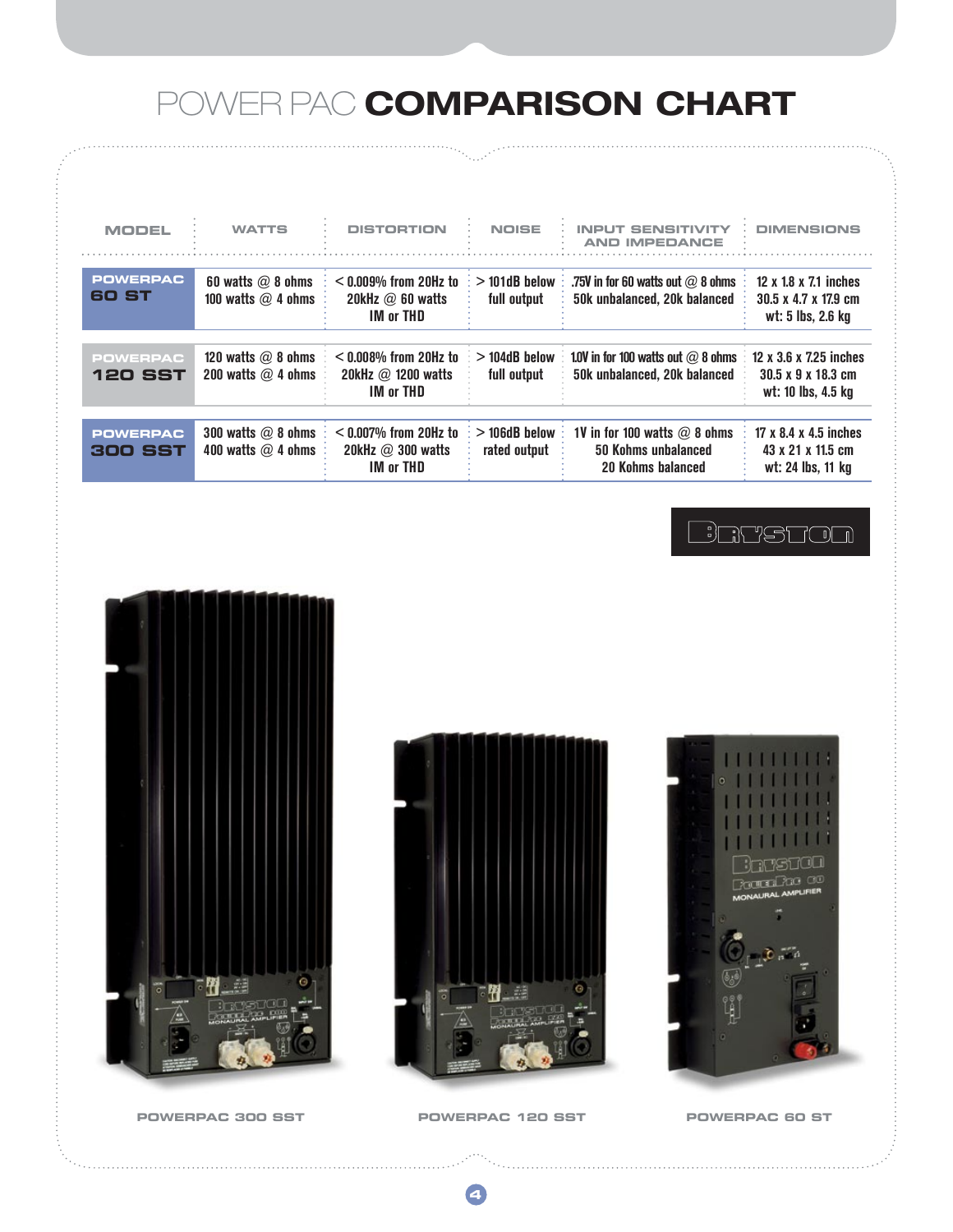# POWER PAC **COMPARISON CHART**

| MODEL | WATTS | DISTORTION | NOISE | INPUT SENSITIVITY AND IMPEDANCE | DIMENSIONS |
|---|---|---|---|---|---|
| POWERPAC 60 ST | 60 watts @ 8 ohms<br>100 watts @ 4 ohms | < 0.009% from 20Hz to 20kHz @ 60 watts IM or THD | > 101dB below full output | .75V in for 60 watts out @ 8 ohms<br>50k unbalanced, 20k balanced | 12 x 1.8 x 7.1 inches<br>30.5 x 4.7 x 17.9 cm<br>wt: 5 lbs, 2.6 kg |
| POWERPAC 120 SST | 120 watts @ 8 ohms<br>200 watts @ 4 ohms | < 0.008% from 20Hz to 20kHz @ 1200 watts IM or THD | > 104dB below full output | 1.0V in for 100 watts out @ 8 ohms<br>50k unbalanced, 20k balanced | 12 x 3.6 x 7.25 inches<br>30.5 x 9 x 18.3 cm<br>wt: 10 lbs, 4.5 kg |
| POWERPAC 300 SST | 300 watts @ 8 ohms<br>400 watts @ 4 ohms | < 0.007% from 20Hz to 20kHz @ 300 watts IM or THD | > 106dB below rated output | 1V in for 100 watts @ 8 ohms<br>50 Kohms unbalanced<br>20 Kohms balanced | 17 x 8.4 x 4.5 inches<br>43 x 21 x 11.5 cm<br>wt: 24 lbs, 11 kg |

BRYSTON

POWERPAC 300 SST

POWERPAC 120 SST

POWERPAC 60 ST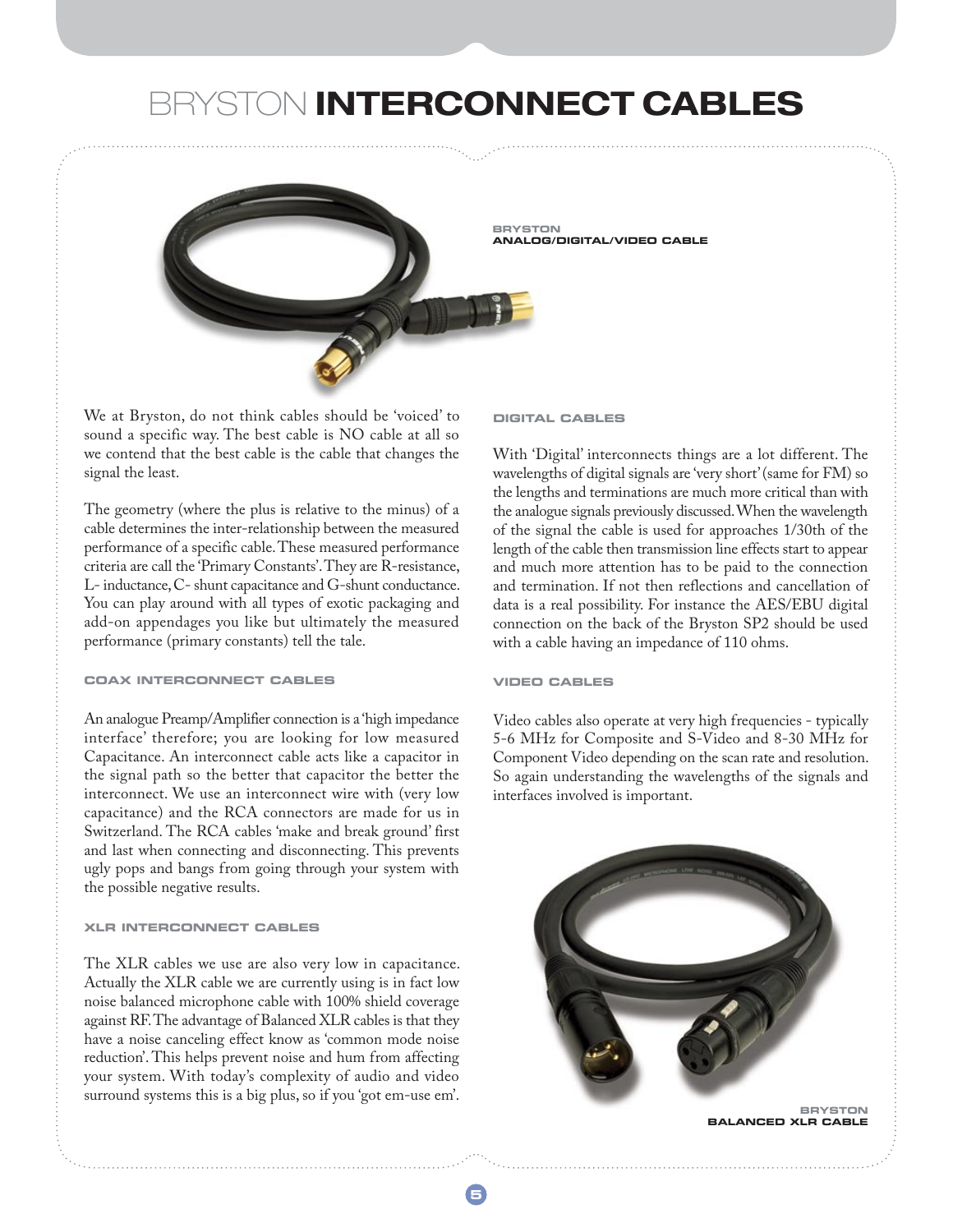# BRYSTON **INTERCONNECT CABLES**

**BRYSTON**
**ANALOG/DIGITAL/VIDEO CABLE**

We at Bryston, do not think cables should be 'voiced' to sound a specific way. The best cable is NO cable at all so we contend that the best cable is the cable that changes the signal the least.

The geometry (where the plus is relative to the minus) of a cable determines the inter-relationship between the measured performance of a specific cable. These measured performance criteria are call the 'Primary Constants'. They are R-resistance, L- inductance, C- shunt capacitance and G-shunt conductance. You can play around with all types of exotic packaging and add-on appendages you like but ultimately the measured performance (primary constants) tell the tale.

### COAX INTERCONNECT CABLES

An analogue Preamp/Amplifier connection is a 'high impedance interface' therefore; you are looking for low measured Capacitance. An interconnect cable acts like a capacitor in the signal path so the better that capacitor the better the interconnect. We use an interconnect wire with (very low capacitance) and the RCA connectors are made for us in Switzerland. The RCA cables 'make and break ground' first and last when connecting and disconnecting. This prevents ugly pops and bangs from going through your system with the possible negative results.

### XLR INTERCONNECT CABLES

The XLR cables we use are also very low in capacitance. Actually the XLR cable we are currently using is in fact low noise balanced microphone cable with 100% shield coverage against RF. The advantage of Balanced XLR cables is that they have a noise canceling effect know as 'common mode noise reduction'. This helps prevent noise and hum from affecting your system. With today's complexity of audio and video surround systems this is a big plus, so if you 'got em-use em'.

### DIGITAL CABLES

With 'Digital' interconnects things are a lot different. The wavelengths of digital signals are 'very short' (same for FM) so the lengths and terminations are much more critical than with the analogue signals previously discussed. When the wavelength of the signal the cable is used for approaches 1/30th of the length of the cable then transmission line effects start to appear and much more attention has to be paid to the connection and termination. If not then reflections and cancellation of data is a real possibility. For instance the AES/EBU digital connection on the back of the Bryston SP2 should be used with a cable having an impedance of 110 ohms.

### VIDEO CABLES

Video cables also operate at very high frequencies - typically 5-6 MHz for Composite and S-Video and 8-30 MHz for Component Video depending on the scan rate and resolution. So again understanding the wavelengths of the signals and interfaces involved is important.

**BRYSTON**
**BALANCED XLR CABLE**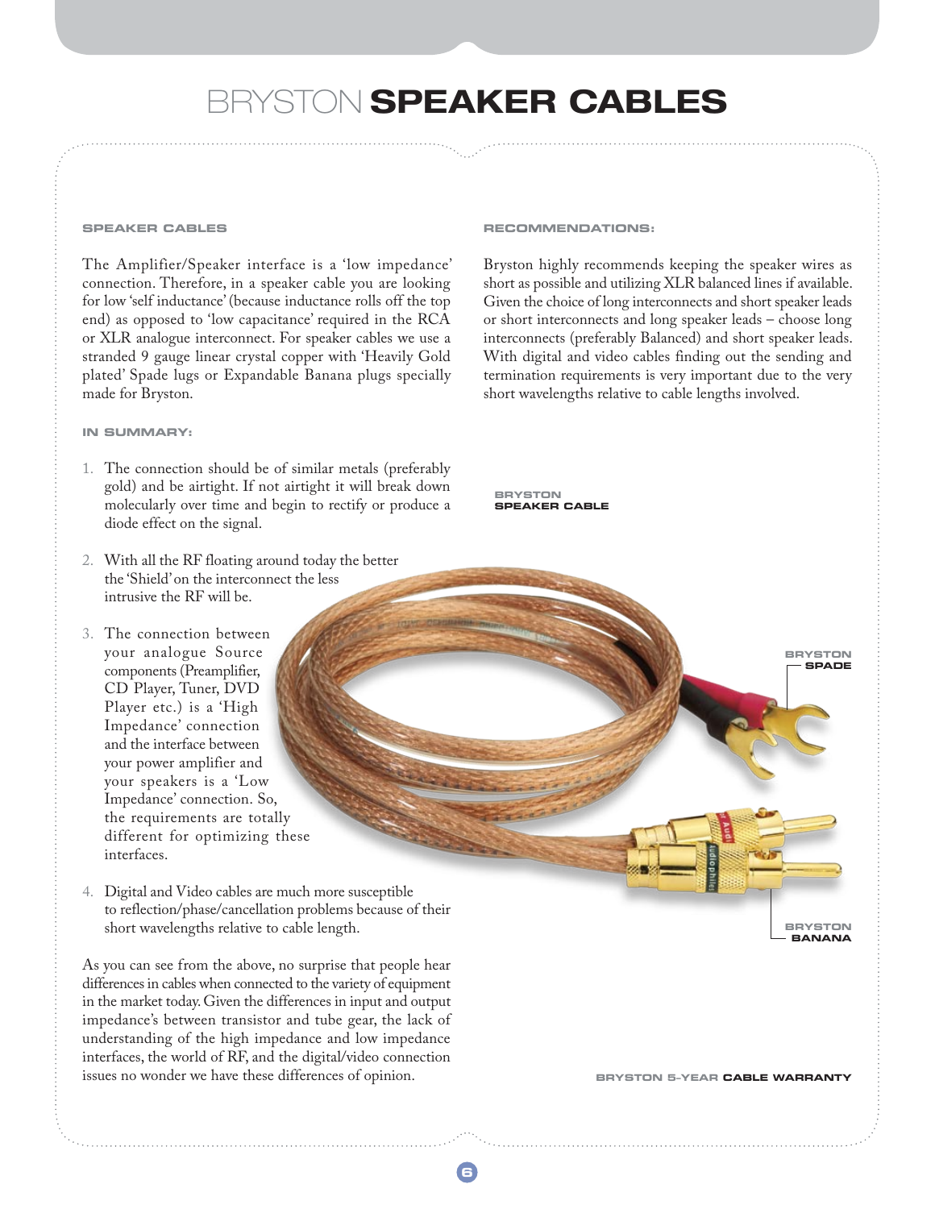# BRYSTON SPEAKER CABLES

### SPEAKER CABLES

The Amplifier/Speaker interface is a 'low impedance' connection. Therefore, in a speaker cable you are looking for low 'self inductance' (because inductance rolls off the top end) as opposed to 'low capacitance' required in the RCA or XLR analogue interconnect. For speaker cables we use a stranded 9 gauge linear crystal copper with 'Heavily Gold plated' Spade lugs or Expandable Banana plugs specially made for Bryston.

### IN SUMMARY:

1. The connection should be of similar metals (preferably gold) and be airtight. If not airtight it will break down molecularly over time and begin to rectify or produce a diode effect on the signal.
2. With all the RF floating around today the better the 'Shield' on the interconnect the less intrusive the RF will be.
3. The connection between your analogue Source components (Preamplifier, CD Player, Tuner, DVD Player etc.) is a 'High Impedance' connection and the interface between your power amplifier and your speakers is a 'Low Impedance' connection. So, the requirements are totally different for optimizing these interfaces.
4. Digital and Video cables are much more susceptible to reflection/phase/cancellation problems because of their short wavelengths relative to cable length.

As you can see from the above, no surprise that people hear differences in cables when connected to the variety of equipment in the market today. Given the differences in input and output impedance's between transistor and tube gear, the lack of understanding of the high impedance and low impedance interfaces, the world of RF, and the digital/video connection issues no wonder we have these differences of opinion.

### RECOMMENDATIONS:

Bryston highly recommends keeping the speaker wires as short as possible and utilizing XLR balanced lines if available. Given the choice of long interconnects and short speaker leads or short interconnects and long speaker leads – choose long interconnects (preferably Balanced) and short speaker leads. With digital and video cables finding out the sending and termination requirements is very important due to the very short wavelengths relative to cable lengths involved.

BRYSTON **SPEAKER CABLE**

BRYSTON **SPADE**

BRYSTON **BANANA**

BRYSTON 5-YEAR **CABLE WARRANTY**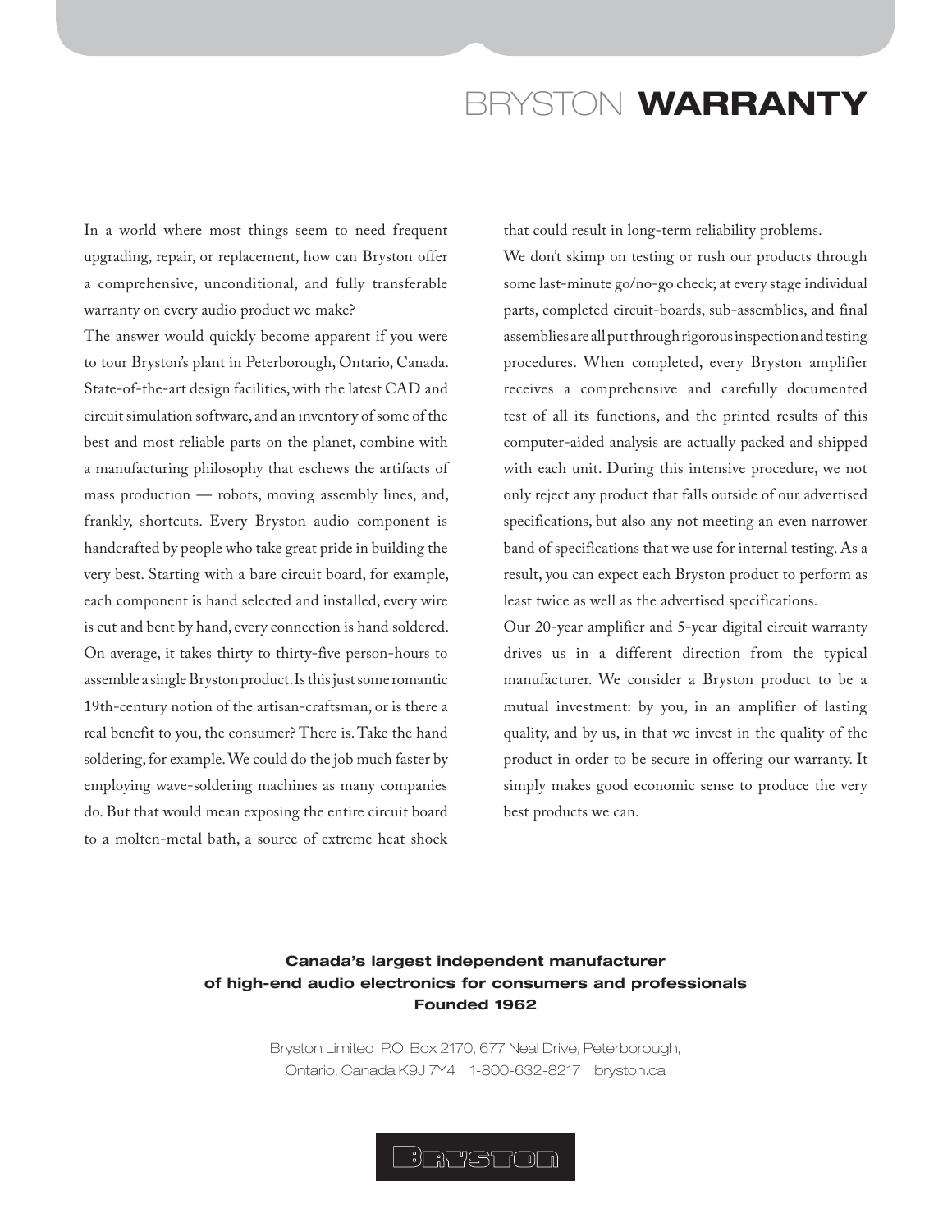# BRYSTON **WARRANTY**

In a world where most things seem to need frequent upgrading, repair, or replacement, how can Bryston offer a comprehensive, unconditional, and fully transferable warranty on every audio product we make?

The answer would quickly become apparent if you were to tour Bryston's plant in Peterborough, Ontario, Canada. State-of-the-art design facilities, with the latest CAD and circuit simulation software, and an inventory of some of the best and most reliable parts on the planet, combine with a manufacturing philosophy that eschews the artifacts of mass production — robots, moving assembly lines, and, frankly, shortcuts. Every Bryston audio component is handcrafted by people who take great pride in building the very best. Starting with a bare circuit board, for example, each component is hand selected and installed, every wire is cut and bent by hand, every connection is hand soldered. On average, it takes thirty to thirty-five person-hours to assemble a single Bryston product. Is this just some romantic 19th-century notion of the artisan-craftsman, or is there a real benefit to you, the consumer? There is. Take the hand soldering, for example. We could do the job much faster by employing wave-soldering machines as many companies do. But that would mean exposing the entire circuit board to a molten-metal bath, a source of extreme heat shock that could result in long-term reliability problems.

We don't skimp on testing or rush our products through some last-minute go/no-go check; at every stage individual parts, completed circuit-boards, sub-assemblies, and final assemblies are all put through rigorous inspection and testing procedures. When completed, every Bryston amplifier receives a comprehensive and carefully documented test of all its functions, and the printed results of this computer-aided analysis are actually packed and shipped with each unit. During this intensive procedure, we not only reject any product that falls outside of our advertised specifications, but also any not meeting an even narrower band of specifications that we use for internal testing. As a result, you can expect each Bryston product to perform as least twice as well as the advertised specifications.

Our 20-year amplifier and 5-year digital circuit warranty drives us in a different direction from the typical manufacturer. We consider a Bryston product to be a mutual investment: by you, in an amplifier of lasting quality, and by us, in that we invest in the quality of the product in order to be secure in offering our warranty. It simply makes good economic sense to produce the very best products we can.

**Canada's largest independent manufacturer**
**of high-end audio electronics for consumers and professionals**
**Founded 1962**

Bryston Limited P.O. Box 2170, 677 Neal Drive, Peterborough, Ontario, Canada K9J 7Y4 1-800-632-8217 bryston.ca

BRYSTON